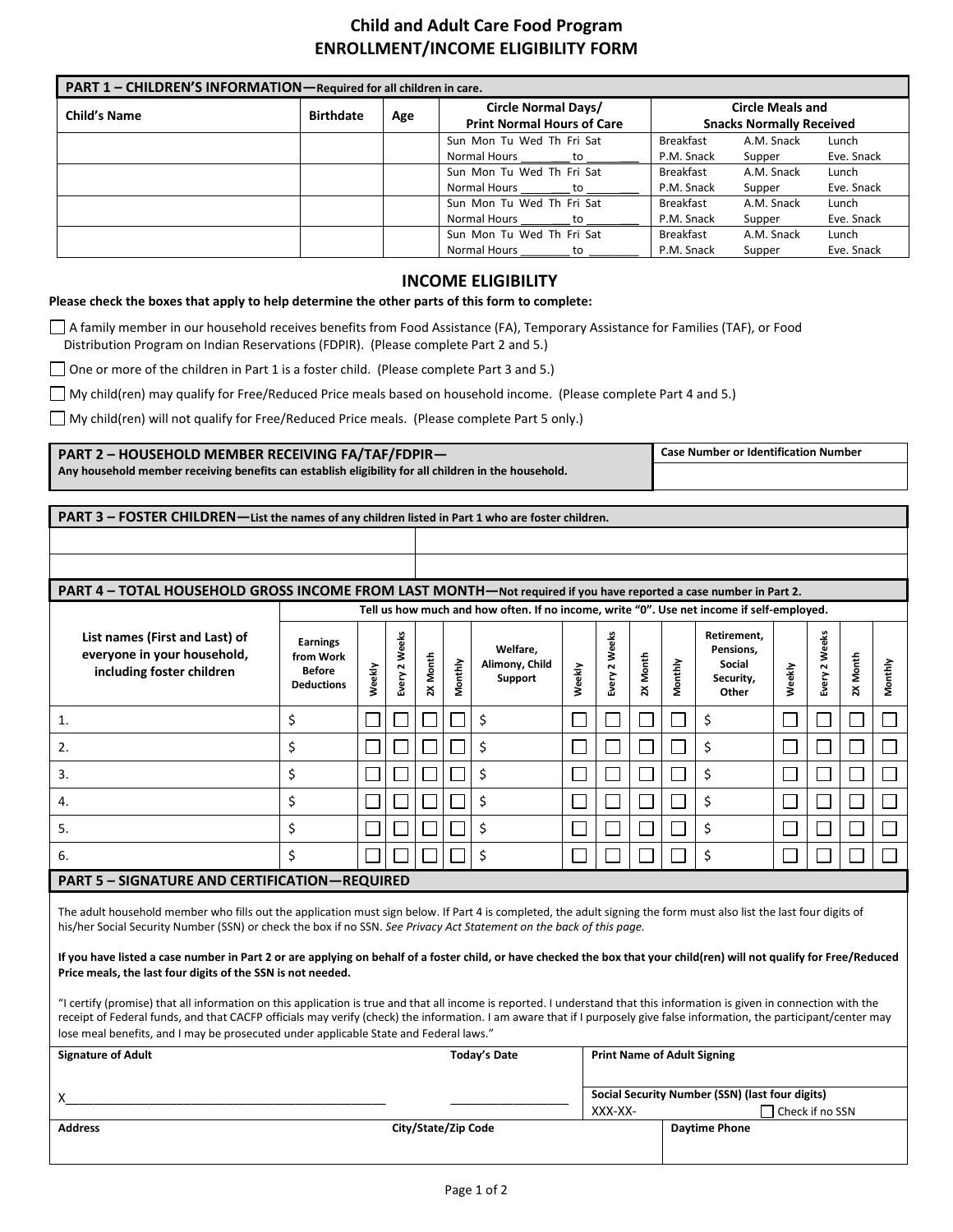# Child and Adult Care Food Program
# ENROLLMENT/INCOME ELIGIBILITY FORM

| PART 1 – CHILDREN'S INFORMATION—Required for all children in care. | | | | |
|---|---|---|---|---|
| **Child's Name** | **Birthdate** | **Age** | **Circle Normal Days/ Print Normal Hours of Care** | **Circle Meals and Snacks Normally Received** |
| | | | Sun Mon Tu Wed Th Fri Sat<br>Normal Hours ________ to ________ | Breakfast A.M. Snack Lunch<br>P.M. Snack Supper Eve. Snack |
| | | | Sun Mon Tu Wed Th Fri Sat<br>Normal Hours ________ to ________ | Breakfast A.M. Snack Lunch<br>P.M. Snack Supper Eve. Snack |
| | | | Sun Mon Tu Wed Th Fri Sat<br>Normal Hours ________ to ________ | Breakfast A.M. Snack Lunch<br>P.M. Snack Supper Eve. Snack |
| | | | Sun Mon Tu Wed Th Fri Sat<br>Normal Hours ________ to ________ | Breakfast A.M. Snack Lunch<br>P.M. Snack Supper Eve. Snack |

## INCOME ELIGIBILITY

**Please check the boxes that apply to help determine the other parts of this form to complete:**

☐ A family member in our household receives benefits from Food Assistance (FA), Temporary Assistance for Families (TAF), or Food Distribution Program on Indian Reservations (FDPIR). (Please complete Part 2 and 5.)

☐ One or more of the children in Part 1 is a foster child. (Please complete Part 3 and 5.)

☐ My child(ren) may qualify for Free/Reduced Price meals based on household income. (Please complete Part 4 and 5.)

☐ My child(ren) will not qualify for Free/Reduced Price meals. (Please complete Part 5 only.)

| PART 2 – HOUSEHOLD MEMBER RECEIVING FA/TAF/FDPIR— Any household member receiving benefits can establish eligibility for all children in the household. | Case Number or Identification Number |
|---|---|
| | |

| PART 3 – FOSTER CHILDREN—List the names of any children listed in Part 1 who are foster children. | |
|---|---|
| | |
| | |

**PART 4 – TOTAL HOUSEHOLD GROSS INCOME FROM LAST MONTH—Not required if you have reported a case number in Part 2.**

| List names (First and Last) of everyone in your household, including foster children | Tell us how much and how often. If no income, write "0". Use net income if self-employed. | | | | | | | | | | | | | | |
|---|---|---|---|---|---|---|---|---|---|---|---|---|---|---|---|
| | **Earnings from Work Before Deductions** | **Weekly** | **Every 2 Weeks** | **2X Month** | **Monthly** | **Welfare, Alimony, Child Support** | **Weekly** | **Every 2 Weeks** | **2X Month** | **Monthly** | **Retirement, Pensions, Social Security, Other** | **Weekly** | **Every 2 Weeks** | **2X Month** | **Monthly** |
| 1. | $ | ☐ | ☐ | ☐ | ☐ | $ | ☐ | ☐ | ☐ | ☐ | $ | ☐ | ☐ | ☐ | ☐ |
| 2. | $ | ☐ | ☐ | ☐ | ☐ | $ | ☐ | ☐ | ☐ | ☐ | $ | ☐ | ☐ | ☐ | ☐ |
| 3. | $ | ☐ | ☐ | ☐ | ☐ | $ | ☐ | ☐ | ☐ | ☐ | $ | ☐ | ☐ | ☐ | ☐ |
| 4. | $ | ☐ | ☐ | ☐ | ☐ | $ | ☐ | ☐ | ☐ | ☐ | $ | ☐ | ☐ | ☐ | ☐ |
| 5. | $ | ☐ | ☐ | ☐ | ☐ | $ | ☐ | ☐ | ☐ | ☐ | $ | ☐ | ☐ | ☐ | ☐ |
| 6. | $ | ☐ | ☐ | ☐ | ☐ | $ | ☐ | ☐ | ☐ | ☐ | $ | ☐ | ☐ | ☐ | ☐ |

**PART 5 – SIGNATURE AND CERTIFICATION—REQUIRED**

The adult household member who fills out the application must sign below. If Part 4 is completed, the adult signing the form must also list the last four digits of his/her Social Security Number (SSN) or check the box if no SSN. *See Privacy Act Statement on the back of this page.*

**If you have listed a case number in Part 2 or are applying on behalf of a foster child, or have checked the box that your child(ren) will not qualify for Free/Reduced Price meals, the last four digits of the SSN is not needed.**

"I certify (promise) that all information on this application is true and that all income is reported. I understand that this information is given in connection with the receipt of Federal funds, and that CACFP officials may verify (check) the information. I am aware that if I purposely give false information, the participant/center may lose meal benefits, and I may be prosecuted under applicable State and Federal laws."

| Signature of Adult | Today's Date | Print Name of Adult Signing | |
|---|---|---|---|
| X_______________________________________________ | __________________ | Social Security Number (SSN) (last four digits)<br>XXX-XX- ☐ Check if no SSN | |
| **Address** | **City/State/Zip Code** | | **Daytime Phone** |
| | | | |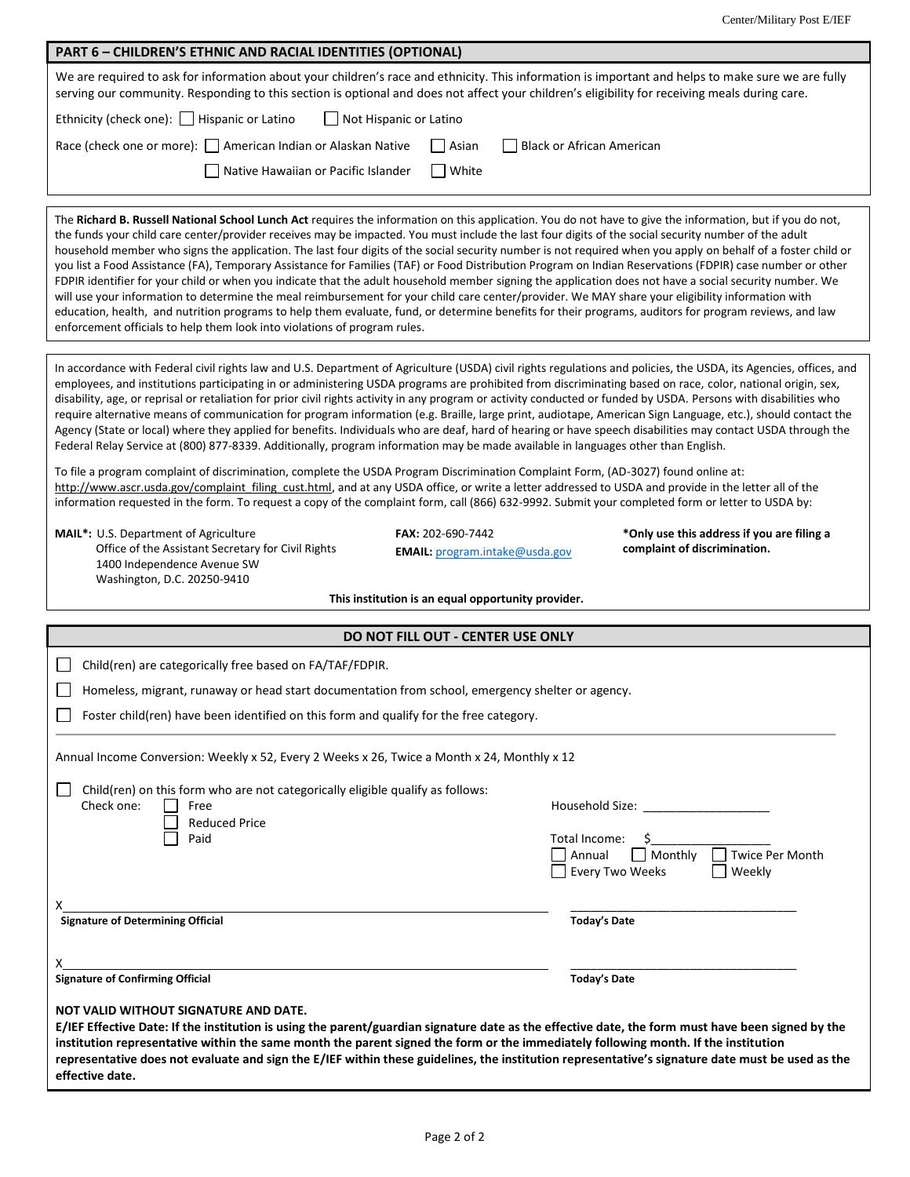## PART 6 – CHILDREN'S ETHNIC AND RACIAL IDENTITIES (OPTIONAL)

We are required to ask for information about your children's race and ethnicity. This information is important and helps to make sure we are fully serving our community. Responding to this section is optional and does not affect your children's eligibility for receiving meals during care.

Ethnicity (check one): ☐ Hispanic or Latino ☐ Not Hispanic or Latino

Race (check one or more): ☐ American Indian or Alaskan Native ☐ Asian ☐ Black or African American ☐ Native Hawaiian or Pacific Islander ☐ White

The **Richard B. Russell National School Lunch Act** requires the information on this application. You do not have to give the information, but if you do not, the funds your child care center/provider receives may be impacted. You must include the last four digits of the social security number of the adult household member who signs the application. The last four digits of the social security number is not required when you apply on behalf of a foster child or you list a Food Assistance (FA), Temporary Assistance for Families (TAF) or Food Distribution Program on Indian Reservations (FDPIR) case number or other FDPIR identifier for your child or when you indicate that the adult household member signing the application does not have a social security number. We will use your information to determine the meal reimbursement for your child care center/provider. We MAY share your eligibility information with education, health, and nutrition programs to help them evaluate, fund, or determine benefits for their programs, auditors for program reviews, and law enforcement officials to help them look into violations of program rules.

In accordance with Federal civil rights law and U.S. Department of Agriculture (USDA) civil rights regulations and policies, the USDA, its Agencies, offices, and employees, and institutions participating in or administering USDA programs are prohibited from discriminating based on race, color, national origin, sex, disability, age, or reprisal or retaliation for prior civil rights activity in any program or activity conducted or funded by USDA. Persons with disabilities who require alternative means of communication for program information (e.g. Braille, large print, audiotape, American Sign Language, etc.), should contact the Agency (State or local) where they applied for benefits. Individuals who are deaf, hard of hearing or have speech disabilities may contact USDA through the Federal Relay Service at (800) 877-8339. Additionally, program information may be made available in languages other than English.

To file a program complaint of discrimination, complete the USDA Program Discrimination Complaint Form, (AD-3027) found online at: http://www.ascr.usda.gov/complaint_filing_cust.html, and at any USDA office, or write a letter addressed to USDA and provide in the letter all of the information requested in the form. To request a copy of the complaint form, call (866) 632-9992. Submit your completed form or letter to USDA by:

**MAIL\*:** U.S. Department of Agriculture
Office of the Assistant Secretary for Civil Rights
1400 Independence Avenue SW
Washington, D.C. 20250-9410

**FAX:** 202-690-7442
**EMAIL:** program.intake@usda.gov

**\*Only use this address if you are filing a complaint of discrimination.**

**This institution is an equal opportunity provider.**

## DO NOT FILL OUT - CENTER USE ONLY

☐ Child(ren) are categorically free based on FA/TAF/FDPIR.

☐ Homeless, migrant, runaway or head start documentation from school, emergency shelter or agency.

☐ Foster child(ren) have been identified on this form and qualify for the free category.

Annual Income Conversion: Weekly x 52, Every 2 Weeks x 26, Twice a Month x 24, Monthly x 12

☐ Child(ren) on this form who are not categorically eligible qualify as follows:
Check one: ☐ Free ☐ Reduced Price ☐ Paid

Household Size: ____________________

Total Income: $__________________
☐ Annual ☐ Monthly ☐ Twice Per Month ☐ Every Two Weeks ☐ Weekly

X______________________________________________ ______________________
**Signature of Determining Official** **Today's Date**

X______________________________________________ ______________________
**Signature of Confirming Official** **Today's Date**

**NOT VALID WITHOUT SIGNATURE AND DATE.**
**E/IEF Effective Date: If the institution is using the parent/guardian signature date as the effective date, the form must have been signed by the institution representative within the same month the parent signed the form or the immediately following month. If the institution representative does not evaluate and sign the E/IEF within these guidelines, the institution representative's signature date must be used as the effective date.**